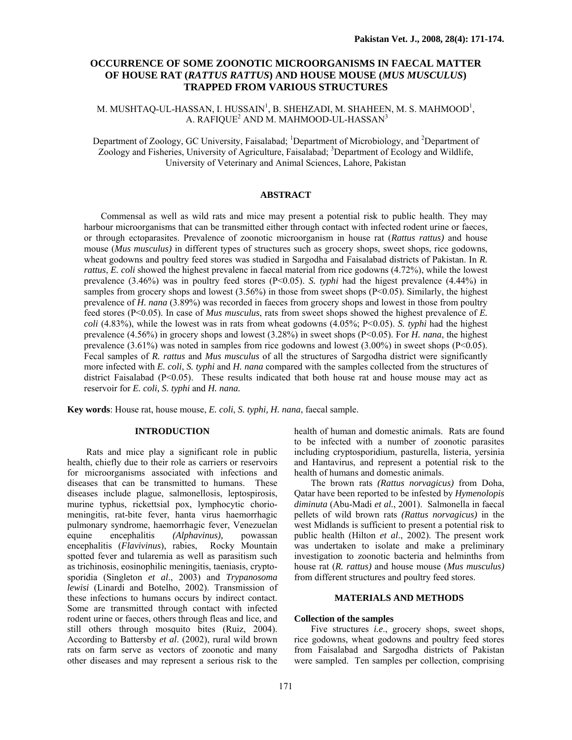# OCCURRENCE OF SOME ZOONOTIC MICROORGANISMS IN FAECAL MATTER OF HOUSE RAT (*RATTUS RATTUS*) AND HOUSE MOUSE (*MUS MUSCULUS*) TRAPPED FROM VARIOUS STRUCTURES

M. MUSHTAQ-UL-HASSAN, I. HUSSAIN[1], B. SHEHZADI, M. SHAHEEN, M. S. MAHMOOD[1], A. RAFIQUE[2] AND M. MAHMOOD-UL-HASSAN[3]

Department of Zoology, GC University, Faisalabad; [1]Department of Microbiology, and [2]Department of Zoology and Fisheries, University of Agriculture, Faisalabad; [3]Department of Ecology and Wildlife, University of Veterinary and Animal Sciences, Lahore, Pakistan

## ABSTRACT

Commensal as well as wild rats and mice may present a potential risk to public health. They may harbour microorganisms that can be transmitted either through contact with infected rodent urine or faeces, or through ectoparasites. Prevalence of zoonotic microorganism in house rat (*Rattus rattus)* and house mouse (*Mus musculus)* in different types of structures such as grocery shops, sweet shops, rice godowns, wheat godowns and poultry feed stores was studied in Sargodha and Faisalabad districts of Pakistan. In *R. rattus*, *E. coli* showed the highest prevalenc in faecal material from rice godowns (4.72%), while the lowest prevalence (3.46%) was in poultry feed stores ($P<0.05$). *S. typhi* had the higest prevalence (4.44%) in samples from grocery shops and lowest (3.56%) in those from sweet shops ($P<0.05$). Similarly, the highest prevalence of *H. nana* (3.89%) was recorded in faeces from grocery shops and lowest in those from poultry feed stores ($P<0.05$). In case of *Mus musculus*, rats from sweet shops showed the highest prevalence of *E. coli* (4.83%), while the lowest was in rats from wheat godowns (4.05%; $P<0.05$). *S. typhi* had the highest prevalence (4.56%) in grocery shops and lowest (3.28%) in sweet shops ($P<0.05$). For *H. nana*, the highest prevalence (3.61%) was noted in samples from rice godowns and lowest (3.00%) in sweet shops ($P<0.05$). Fecal samples of *R. rattus* and *Mus musculus* of all the structures of Sargodha district were significantly more infected with *E. coli*, *S. typhi* and *H. nana* compared with the samples collected from the structures of district Faisalabad ($P<0.05$). These results indicated that both house rat and house mouse may act as reservoir for *E. coli, S. typhi* and *H. nana.*

**Key words**: House rat, house mouse, *E. coli*, *S. typhi, H. nana*, faecal sample.

## INTRODUCTION

Rats and mice play a significant role in public health, chiefly due to their role as carriers or reservoirs for microorganisms associated with infections and diseases that can be transmitted to humans. These diseases include plague, salmonellosis, leptospirosis, murine typhus, rickettsial pox, lymphocytic chorio-meningitis, rat-bite fever, hanta virus haemorrhagic pulmonary syndrome, haemorrhagic fever, Venezuelan equine encephalitis *(Alphavinus),* powassan encephalitis (*Flavivinus*), rabies, Rocky Mountain spotted fever and tularemia as well as parasitism such as trichinosis, eosinophilic meningitis, taeniasis, cryptosporidia (Singleton *et al*., 2003) and *Trypanosoma lewisi* (Linardi and Botelho, 2002). Transmission of these infections to humans occurs by indirect contact. Some are transmitted through contact with infected rodent urine or faeces, others through fleas and lice, and still others through mosquito bites (Ruiz, 2004). According to Battersby *et al*. (2002), rural wild brown rats on farm serve as vectors of zoonotic and many other diseases and may represent a serious risk to the health of human and domestic animals. Rats are found to be infected with a number of zoonotic parasites including cryptosporidium, pasturella, listeria, yersinia and Hantavirus, and represent a potential risk to the health of humans and domestic animals.

The brown rats *(Rattus norvagicus)* from Doha, Qatar have been reported to be infested by *Hymenolopis diminuta* (Abu-Madi *et al.*, 2001). Salmonella in faecal pellets of wild brown rats *(Rattus norvagicus)* in the west Midlands is sufficient to present a potential risk to public health (Hilton *et al*., 2002). The present work was undertaken to isolate and make a preliminary investigation to zoonotic bacteria and helminths from house rat (*R. rattus)* and house mouse (*Mus musculus)* from different structures and poultry feed stores.

## MATERIALS AND METHODS

### Collection of the samples

Five structures *i.e*., grocery shops, sweet shops, rice godowns, wheat godowns and poultry feed stores from Faisalabad and Sargodha districts of Pakistan were sampled. Ten samples per collection, comprising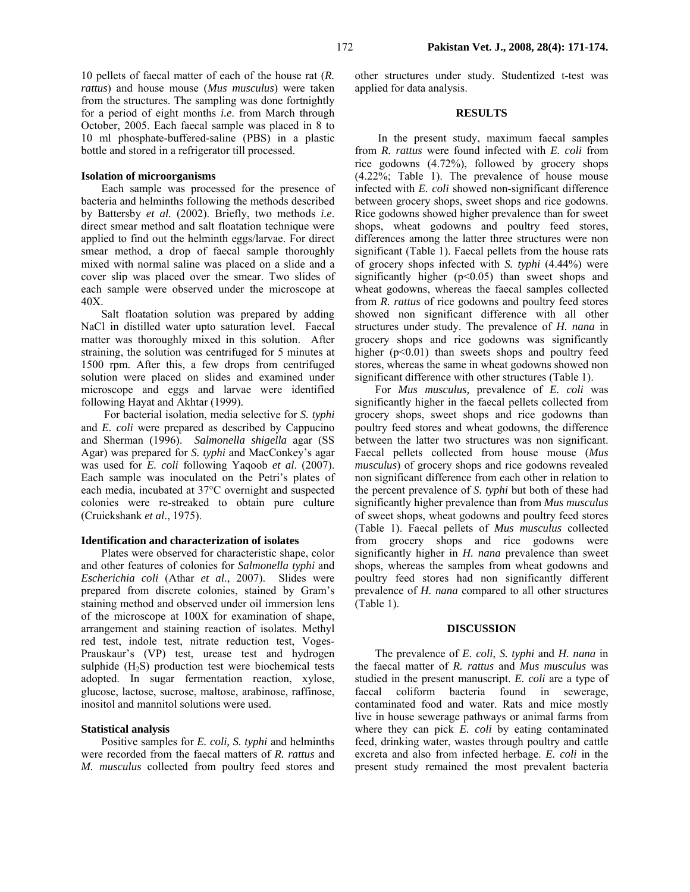10 pellets of faecal matter of each of the house rat (*R. rattus*) and house mouse (*Mus musculus*) were taken from the structures. The sampling was done fortnightly for a period of eight months *i.e*. from March through October, 2005. Each faecal sample was placed in 8 to 10 ml phosphate-buffered-saline (PBS) in a plastic bottle and stored in a refrigerator till processed.

### Isolation of microorganisms

Each sample was processed for the presence of bacteria and helminths following the methods described by Battersby *et al.* (2002). Briefly, two methods *i.e*. direct smear method and salt floatation technique were applied to find out the helminth eggs/larvae. For direct smear method, a drop of faecal sample thoroughly mixed with normal saline was placed on a slide and a cover slip was placed over the smear. Two slides of each sample were observed under the microscope at 40X.

Salt floatation solution was prepared by adding NaCl in distilled water upto saturation level. Faecal matter was thoroughly mixed in this solution. After straining, the solution was centrifuged for 5 minutes at 1500 rpm. After this, a few drops from centrifuged solution were placed on slides and examined under microscope and eggs and larvae were identified following Hayat and Akhtar (1999).

For bacterial isolation, media selective for *S. typhi* and *E. coli* were prepared as described by Cappucino and Sherman (1996). *Salmonella shigella* agar (SS Agar) was prepared for *S. typhi* and MacConkey's agar was used for *E. coli* following Yaqoob *et al*. (2007). Each sample was inoculated on the Petri's plates of each media, incubated at 37°C overnight and suspected colonies were re-streaked to obtain pure culture (Cruickshank *et al*., 1975).

### Identification and characterization of isolates

Plates were observed for characteristic shape, color and other features of colonies for *Salmonella typhi* and *Escherichia coli* (Athar *et al*., 2007). Slides were prepared from discrete colonies, stained by Gram's staining method and observed under oil immersion lens of the microscope at 100X for examination of shape, arrangement and staining reaction of isolates. Methyl red test, indole test, nitrate reduction test, Voges-Prauskaur's (VP) test, urease test and hydrogen sulphide ($H_2S$) production test were biochemical tests adopted. In sugar fermentation reaction, xylose, glucose, lactose, sucrose, maltose, arabinose, raffinose, inositol and mannitol solutions were used.

### Statistical analysis

Positive samples for *E. coli, S. typhi* and helminths were recorded from the faecal matters of *R. rattus* and *M. musculus* collected from poultry feed stores and other structures under study. Studentized t-test was applied for data analysis.

## RESULTS

In the present study, maximum faecal samples from *R. rattus* were found infected with *E. coli* from rice godowns (4.72%), followed by grocery shops (4.22%; Table 1). The prevalence of house mouse infected with *E. coli* showed non-significant difference between grocery shops, sweet shops and rice godowns. Rice godowns showed higher prevalence than for sweet shops, wheat godowns and poultry feed stores, differences among the latter three structures were non significant (Table 1). Faecal pellets from the house rats of grocery shops infected with *S. typhi* (4.44%) were significantly higher ($p<0.05$) than sweet shops and wheat godowns, whereas the faecal samples collected from *R. rattus* of rice godowns and poultry feed stores showed non significant difference with all other structures under study. The prevalence of *H. nana* in grocery shops and rice godowns was significantly higher ($p<0.01$) than sweets shops and poultry feed stores, whereas the same in wheat godowns showed non significant difference with other structures (Table 1).

For *Mus musculus,* prevalence of *E. coli* was significantly higher in the faecal pellets collected from grocery shops, sweet shops and rice godowns than poultry feed stores and wheat godowns, the difference between the latter two structures was non significant. Faecal pellets collected from house mouse (*Mus musculus*) of grocery shops and rice godowns revealed non significant difference from each other in relation to the percent prevalence of *S. typhi* but both of these had significantly higher prevalence than from *Mus musculus* of sweet shops, wheat godowns and poultry feed stores (Table 1). Faecal pellets of *Mus musculus* collected from grocery shops and rice godowns were significantly higher in *H. nana* prevalence than sweet shops, whereas the samples from wheat godowns and poultry feed stores had non significantly different prevalence of *H. nana* compared to all other structures (Table 1).

## DISCUSSION

The prevalence of *E. coli*, *S. typhi* and *H. nana* in the faecal matter of *R. rattus* and *Mus musculus* was studied in the present manuscript. *E. coli* are a type of faecal coliform bacteria found in sewerage, contaminated food and water. Rats and mice mostly live in house sewerage pathways or animal farms from where they can pick *E. coli* by eating contaminated feed, drinking water, wastes through poultry and cattle excreta and also from infected herbage. *E. coli* in the present study remained the most prevalent bacteria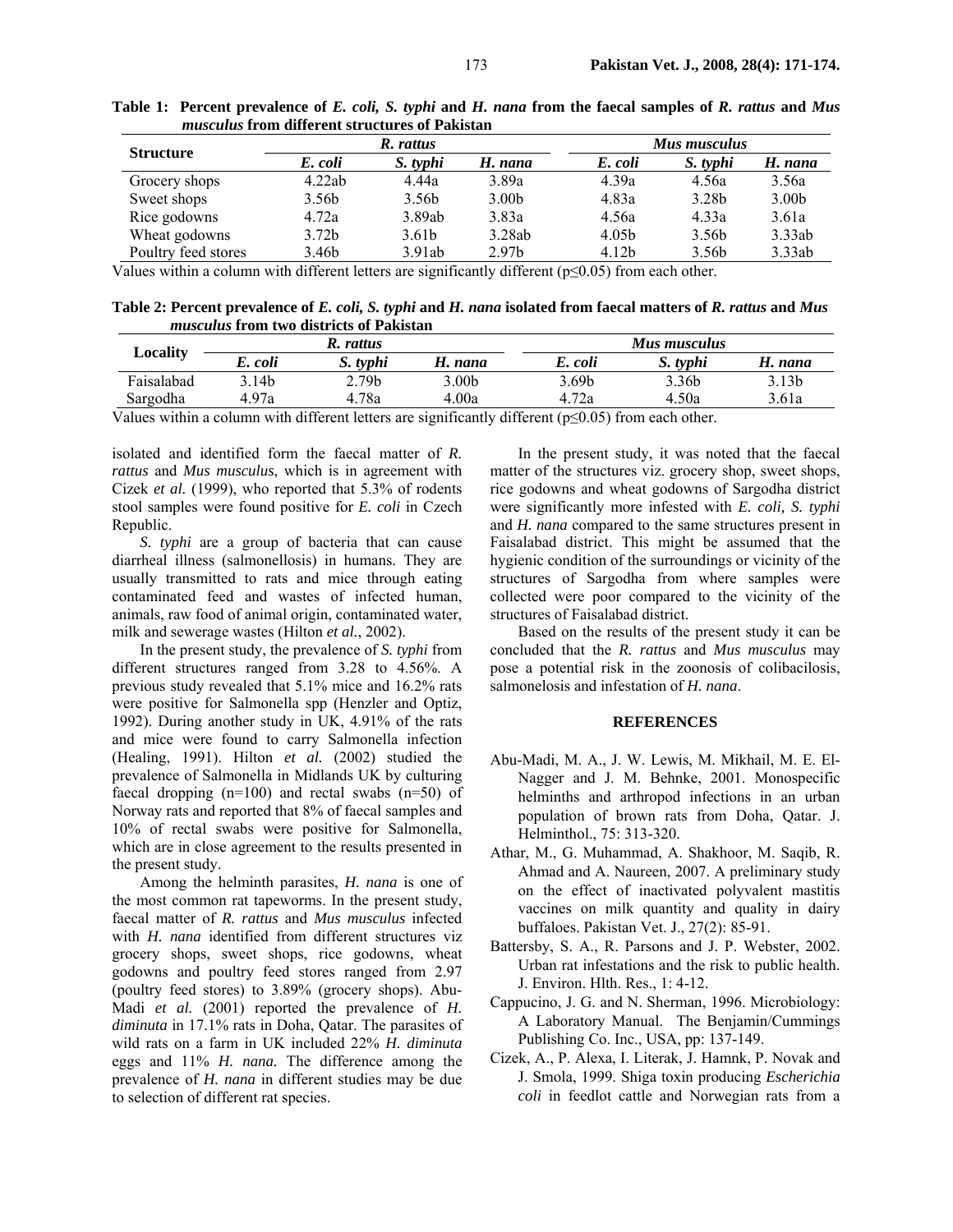**Table 1: Percent prevalence of *E. coli, S. typhi* and *H. nana* from the faecal samples of *R. rattus* and *Mus musculus* from different structures of Pakistan**

| Structure | *R. rattus* | | | *Mus musculus* | | |
|---|---|---|---|---|---|---|
| | *E. coli* | *S. typhi* | *H. nana* | *E. coli* | *S. typhi* | *H. nana* |
| Grocery shops | 4.22ab | 4.44a | 3.89a | 4.39a | 4.56a | 3.56a |
| Sweet shops | 3.56b | 3.56b | 3.00b | 4.83a | 3.28b | 3.00b |
| Rice godowns | 4.72a | 3.89ab | 3.83a | 4.56a | 4.33a | 3.61a |
| Wheat godowns | 3.72b | 3.61b | 3.28ab | 4.05b | 3.56b | 3.33ab |
| Poultry feed stores | 3.46b | 3.91ab | 2.97b | 4.12b | 3.56b | 3.33ab |

Values within a column with different letters are significantly different ($p \leq 0.05$) from each other.

**Table 2: Percent prevalence of *E. coli, S. typhi* and *H. nana* isolated from faecal matters of *R. rattus* and *Mus musculus* from two districts of Pakistan**

| Locality | *R. rattus* | | | *Mus musculus* | | |
|---|---|---|---|---|---|---|
| | *E. coli* | *S. typhi* | *H. nana* | *E. coli* | *S. typhi* | *H. nana* |
| Faisalabad | 3.14b | 2.79b | 3.00b | 3.69b | 3.36b | 3.13b |
| Sargodha | 4.97a | 4.78a | 4.00a | 4.72a | 4.50a | 3.61a |

Values within a column with different letters are significantly different ($p \leq 0.05$) from each other.

isolated and identified form the faecal matter of *R. rattus* and *Mus musculus*, which is in agreement with Cizek *et al.* (1999), who reported that 5.3% of rodents stool samples were found positive for *E. coli* in Czech Republic.

*S. typhi* are a group of bacteria that can cause diarrheal illness (salmonellosis) in humans. They are usually transmitted to rats and mice through eating contaminated feed and wastes of infected human, animals, raw food of animal origin, contaminated water, milk and sewerage wastes (Hilton *et al.*, 2002).

In the present study, the prevalence of *S. typhi* from different structures ranged from 3.28 to 4.56%. A previous study revealed that 5.1% mice and 16.2% rats were positive for Salmonella spp (Henzler and Optiz, 1992). During another study in UK, 4.91% of the rats and mice were found to carry Salmonella infection (Healing, 1991). Hilton *et al.* (2002) studied the prevalence of Salmonella in Midlands UK by culturing faecal dropping (n=100) and rectal swabs (n=50) of Norway rats and reported that 8% of faecal samples and 10% of rectal swabs were positive for Salmonella, which are in close agreement to the results presented in the present study.

Among the helminth parasites, *H. nana* is one of the most common rat tapeworms. In the present study, faecal matter of *R. rattus* and *Mus musculus* infected with *H. nana* identified from different structures viz grocery shops, sweet shops, rice godowns, wheat godowns and poultry feed stores ranged from 2.97 (poultry feed stores) to 3.89% (grocery shops). Abu-Madi *et al.* (2001) reported the prevalence of *H. diminuta* in 17.1% rats in Doha, Qatar. The parasites of wild rats on a farm in UK included 22% *H. diminuta* eggs and 11% *H. nana.* The difference among the prevalence of *H. nana* in different studies may be due to selection of different rat species.

In the present study, it was noted that the faecal matter of the structures viz. grocery shop, sweet shops, rice godowns and wheat godowns of Sargodha district were significantly more infested with *E. coli, S. typhi* and *H. nana* compared to the same structures present in Faisalabad district. This might be assumed that the hygienic condition of the surroundings or vicinity of the structures of Sargodha from where samples were collected were poor compared to the vicinity of the structures of Faisalabad district.

Based on the results of the present study it can be concluded that the *R. rattus* and *Mus musculus* may pose a potential risk in the zoonosis of colibacilosis, salmonelosis and infestation of *H. nana*.

## REFERENCES

Abu-Madi, M. A., J. W. Lewis, M. Mikhail, M. E. El-Nagger and J. M. Behnke, 2001. Monospecific helminths and arthropod infections in an urban population of brown rats from Doha, Qatar. J. Helminthol., 75: 313-320.

Athar, M., G. Muhammad, A. Shakhoor, M. Saqib, R. Ahmad and A. Naureen, 2007. A preliminary study on the effect of inactivated polyvalent mastitis vaccines on milk quantity and quality in dairy buffaloes. Pakistan Vet. J., 27(2): 85-91.

Battersby, S. A., R. Parsons and J. P. Webster, 2002. Urban rat infestations and the risk to public health. J. Environ. Hlth. Res., 1: 4-12.

Cappucino, J. G. and N. Sherman, 1996. Microbiology: A Laboratory Manual. The Benjamin/Cummings Publishing Co. Inc., USA, pp: 137-149.

Cizek, A., P. Alexa, I. Literak, J. Hamnk, P. Novak and J. Smola, 1999. Shiga toxin producing *Escherichia coli* in feedlot cattle and Norwegian rats from a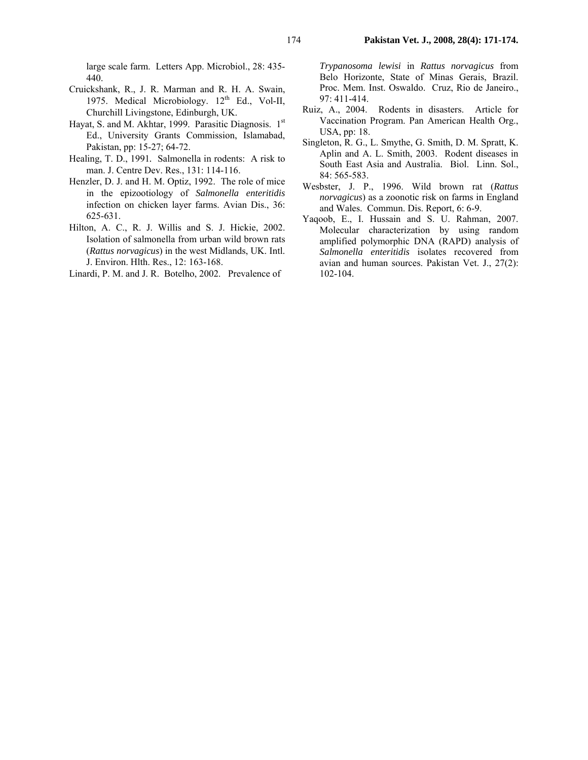large scale farm. Letters App. Microbiol., 28: 435-440.

Cruickshank, R., J. R. Marman and R. H. A. Swain, 1975. Medical Microbiology. 12th Ed., Vol-II, Churchill Livingstone, Edinburgh, UK.

Hayat, S. and M. Akhtar, 1999. Parasitic Diagnosis. 1st Ed., University Grants Commission, Islamabad, Pakistan, pp: 15-27; 64-72.

Healing, T. D., 1991. Salmonella in rodents: A risk to man. J. Centre Dev. Res., 131: 114-116.

Henzler, D. J. and H. M. Optiz, 1992. The role of mice in the epizootiology of *Salmonella enteritidis* infection on chicken layer farms. Avian Dis., 36: 625-631.

Hilton, A. C., R. J. Willis and S. J. Hickie, 2002. Isolation of salmonella from urban wild brown rats (*Rattus norvagicus*) in the west Midlands, UK. Intl. J. Environ. Hlth. Res., 12: 163-168.

Linardi, P. M. and J. R. Botelho, 2002. Prevalence of *Trypanosoma lewisi* in *Rattus norvagicus* from Belo Horizonte, State of Minas Gerais, Brazil. Proc. Mem. Inst. Oswaldo. Cruz, Rio de Janeiro., 97: 411-414.

Ruiz, A., 2004. Rodents in disasters. Article for Vaccination Program. Pan American Health Org., USA, pp: 18.

Singleton, R. G., L. Smythe, G. Smith, D. M. Spratt, K. Aplin and A. L. Smith, 2003. Rodent diseases in South East Asia and Australia. Biol. Linn. Sol., 84: 565-583.

Wesbster, J. P., 1996. Wild brown rat (*Rattus norvagicus*) as a zoonotic risk on farms in England and Wales. Commun. Dis. Report, 6: 6-9.

Yaqoob, E., I. Hussain and S. U. Rahman, 2007. Molecular characterization by using random amplified polymorphic DNA (RAPD) analysis of *Salmonella enteritidis* isolates recovered from avian and human sources. Pakistan Vet. J., 27(2): 102-104.